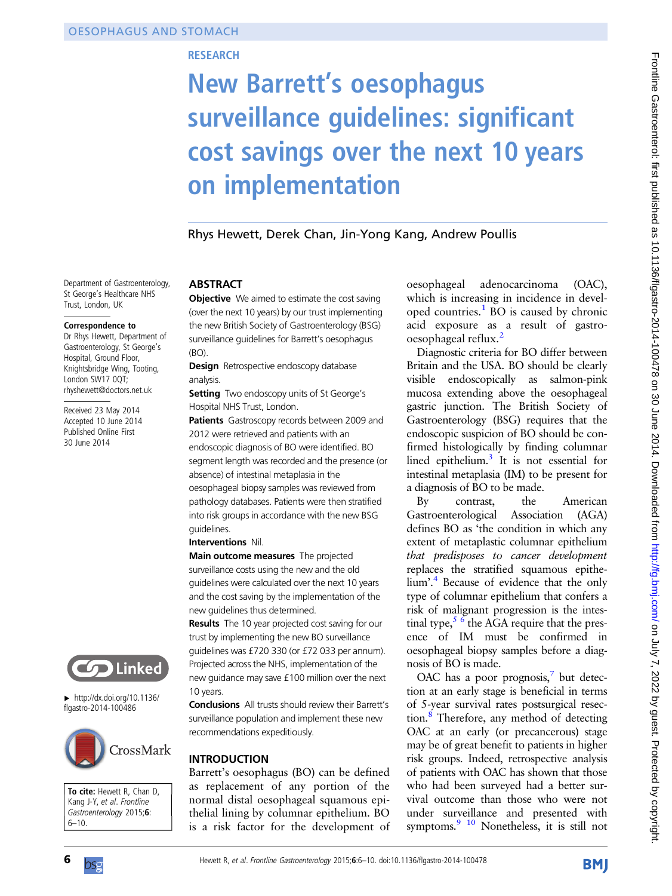OESOPHAGUS AND STOMACH

RESEARCH

# New Barrett's oesophagus surveillance guidelines: significant cost savings over the next 10 years on implementation

Rhys Hewett, Derek Chan, Jin-Yong Kang, Andrew Poullis

Department of Gastroenterology, St George's Healthcare NHS Trust, London, UK

**Correspondence to**
Dr Rhys Hewett, Department of Gastroenterology, St George's Hospital, Ground Floor, Knightsbridge Wing, Tooting, London SW17 0QT; rhyshewett@doctors.net.uk

Received 23 May 2014
Accepted 10 June 2014
Published Online First 30 June 2014

► http://dx.doi.org/10.1136/flgastro-2014-100486

**To cite:** Hewett R, Chan D, Kang J-Y, *et al*. *Frontline Gastroenterology* 2015;**6**:6–10.

## ABSTRACT

**Objective** We aimed to estimate the cost saving (over the next 10 years) by our trust implementing the new British Society of Gastroenterology (BSG) surveillance guidelines for Barrett's oesophagus (BO).

**Design** Retrospective endoscopy database analysis.

**Setting** Two endoscopy units of St George's Hospital NHS Trust, London.

**Patients** Gastroscopy records between 2009 and 2012 were retrieved and patients with an endoscopic diagnosis of BO were identified. BO segment length was recorded and the presence (or absence) of intestinal metaplasia in the oesophageal biopsy samples was reviewed from pathology databases. Patients were then stratified into risk groups in accordance with the new BSG guidelines.

**Interventions** Nil.

**Main outcome measures** The projected surveillance costs using the new and the old guidelines were calculated over the next 10 years and the cost saving by the implementation of the new guidelines thus determined.

**Results** The 10 year projected cost saving for our trust by implementing the new BO surveillance guidelines was £720 330 (or £72 033 per annum). Projected across the NHS, implementation of the new guidance may save £100 million over the next 10 years.

**Conclusions** All trusts should review their Barrett's surveillance population and implement these new recommendations expeditiously.

## INTRODUCTION

Barrett's oesophagus (BO) can be defined as replacement of any portion of the normal distal oesophageal squamous epithelial lining by columnar epithelium. BO is a risk factor for the development of oesophageal adenocarcinoma (OAC), which is increasing in incidence in developed countries.[1] BO is caused by chronic acid exposure as a result of gastro-oesophageal reflux.[2]

Diagnostic criteria for BO differ between Britain and the USA. BO should be clearly visible endoscopically as salmon-pink mucosa extending above the oesophageal gastric junction. The British Society of Gastroenterology (BSG) requires that the endoscopic suspicion of BO should be confirmed histologically by finding columnar lined epithelium.[3] It is not essential for intestinal metaplasia (IM) to be present for a diagnosis of BO to be made.

By contrast, the American Gastroenterological Association (AGA) defines BO as 'the condition in which any extent of metaplastic columnar epithelium *that predisposes to cancer development* replaces the stratified squamous epithelium'.[4] Because of evidence that the only type of columnar epithelium that confers a risk of malignant progression is the intestinal type,[5,6] the AGA require that the presence of IM must be confirmed in oesophageal biopsy samples before a diagnosis of BO is made.

OAC has a poor prognosis,[7] but detection at an early stage is beneficial in terms of 5-year survival rates postsurgical resection.[8] Therefore, any method of detecting OAC at an early (or precancerous) stage may be of great benefit to patients in higher risk groups. Indeed, retrospective analysis of patients with OAC has shown that those who had been surveyed had a better survival outcome than those who were not under surveillance and presented with symptoms.[9,10] Nonetheless, it is still not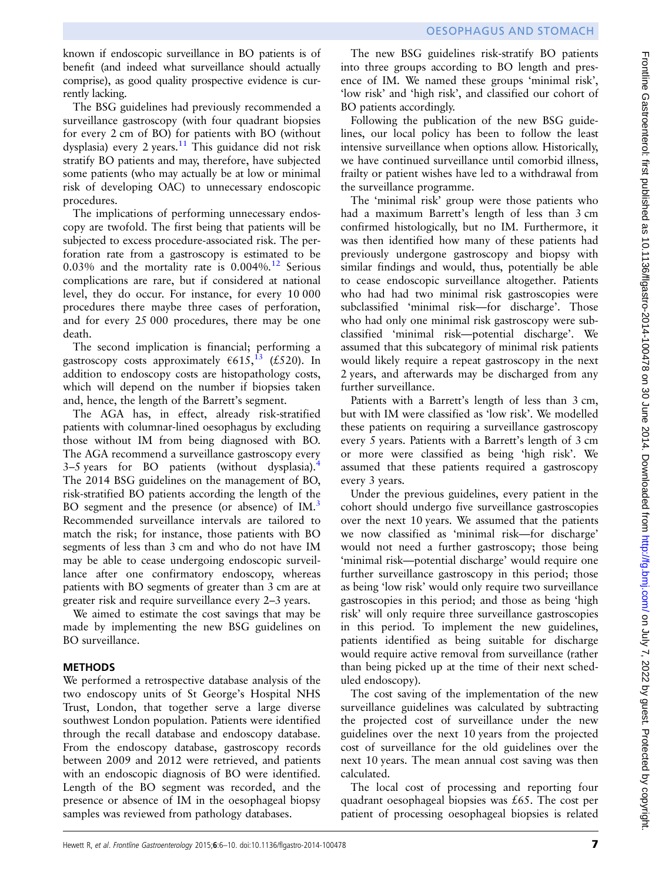known if endoscopic surveillance in BO patients is of benefit (and indeed what surveillance should actually comprise), as good quality prospective evidence is currently lacking.

The BSG guidelines had previously recommended a surveillance gastroscopy (with four quadrant biopsies for every 2 cm of BO) for patients with BO (without dysplasia) every 2 years.[11] This guidance did not risk stratify BO patients and may, therefore, have subjected some patients (who may actually be at low or minimal risk of developing OAC) to unnecessary endoscopic procedures.

The implications of performing unnecessary endoscopy are twofold. The first being that patients will be subjected to excess procedure-associated risk. The perforation rate from a gastroscopy is estimated to be 0.03% and the mortality rate is 0.004%.[12] Serious complications are rare, but if considered at national level, they do occur. For instance, for every 10 000 procedures there maybe three cases of perforation, and for every 25 000 procedures, there may be one death.

The second implication is financial; performing a gastroscopy costs approximately €615,[13] (£520). In addition to endoscopy costs are histopathology costs, which will depend on the number if biopsies taken and, hence, the length of the Barrett's segment.

The AGA has, in effect, already risk-stratified patients with columnar-lined oesophagus by excluding those without IM from being diagnosed with BO. The AGA recommend a surveillance gastroscopy every 3–5 years for BO patients (without dysplasia).[4] The 2014 BSG guidelines on the management of BO, risk-stratified BO patients according the length of the BO segment and the presence (or absence) of IM.[3] Recommended surveillance intervals are tailored to match the risk; for instance, those patients with BO segments of less than 3 cm and who do not have IM may be able to cease undergoing endoscopic surveillance after one confirmatory endoscopy, whereas patients with BO segments of greater than 3 cm are at greater risk and require surveillance every 2–3 years.

We aimed to estimate the cost savings that may be made by implementing the new BSG guidelines on BO surveillance.

## METHODS

We performed a retrospective database analysis of the two endoscopy units of St George's Hospital NHS Trust, London, that together serve a large diverse southwest London population. Patients were identified through the recall database and endoscopy database. From the endoscopy database, gastroscopy records between 2009 and 2012 were retrieved, and patients with an endoscopic diagnosis of BO were identified. Length of the BO segment was recorded, and the presence or absence of IM in the oesophageal biopsy samples was reviewed from pathology databases.

The new BSG guidelines risk-stratify BO patients into three groups according to BO length and presence of IM. We named these groups 'minimal risk', 'low risk' and 'high risk', and classified our cohort of BO patients accordingly.

Following the publication of the new BSG guidelines, our local policy has been to follow the least intensive surveillance when options allow. Historically, we have continued surveillance until comorbid illness, frailty or patient wishes have led to a withdrawal from the surveillance programme.

The 'minimal risk' group were those patients who had a maximum Barrett's length of less than 3 cm confirmed histologically, but no IM. Furthermore, it was then identified how many of these patients had previously undergone gastroscopy and biopsy with similar findings and would, thus, potentially be able to cease endoscopic surveillance altogether. Patients who had had two minimal risk gastroscopies were subclassified 'minimal risk—for discharge'. Those who had only one minimal risk gastroscopy were subclassified 'minimal risk—potential discharge'. We assumed that this subcategory of minimal risk patients would likely require a repeat gastroscopy in the next 2 years, and afterwards may be discharged from any further surveillance.

Patients with a Barrett's length of less than 3 cm, but with IM were classified as 'low risk'. We modelled these patients on requiring a surveillance gastroscopy every 5 years. Patients with a Barrett's length of 3 cm or more were classified as being 'high risk'. We assumed that these patients required a gastroscopy every 3 years.

Under the previous guidelines, every patient in the cohort should undergo five surveillance gastroscopies over the next 10 years. We assumed that the patients we now classified as 'minimal risk—for discharge' would not need a further gastroscopy; those being 'minimal risk—potential discharge' would require one further surveillance gastroscopy in this period; those as being 'low risk' would only require two surveillance gastroscopies in this period; and those as being 'high risk' will only require three surveillance gastroscopies in this period. To implement the new guidelines, patients identified as being suitable for discharge would require active removal from surveillance (rather than being picked up at the time of their next scheduled endoscopy).

The cost saving of the implementation of the new surveillance guidelines was calculated by subtracting the projected cost of surveillance under the new guidelines over the next 10 years from the projected cost of surveillance for the old guidelines over the next 10 years. The mean annual cost saving was then calculated.

The local cost of processing and reporting four quadrant oesophageal biopsies was £65. The cost per patient of processing oesophageal biopsies is related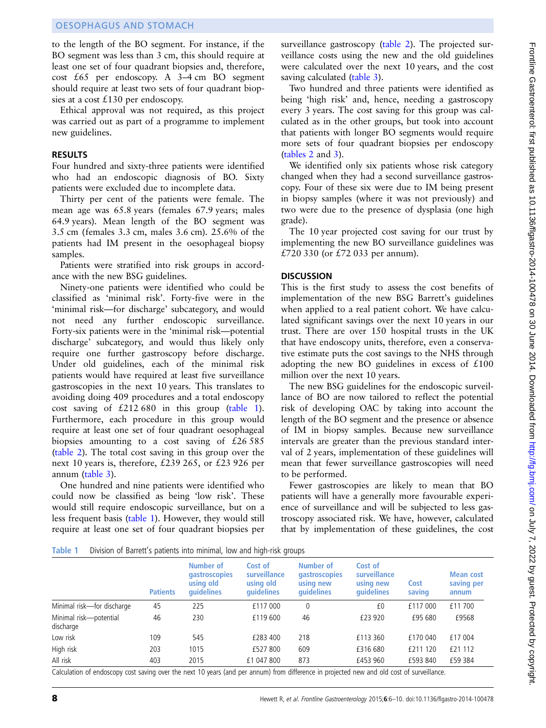to the length of the BO segment. For instance, if the BO segment was less than 3 cm, this should require at least one set of four quadrant biopsies and, therefore, cost £65 per endoscopy. A 3–4 cm BO segment should require at least two sets of four quadrant biopsies at a cost £130 per endoscopy.

Ethical approval was not required, as this project was carried out as part of a programme to implement new guidelines.

## RESULTS

Four hundred and sixty-three patients were identified who had an endoscopic diagnosis of BO. Sixty patients were excluded due to incomplete data.

Thirty per cent of the patients were female. The mean age was 65.8 years (females 67.9 years; males 64.9 years). Mean length of the BO segment was 3.5 cm (females 3.3 cm, males 3.6 cm). 25.6% of the patients had IM present in the oesophageal biopsy samples.

Patients were stratified into risk groups in accordance with the new BSG guidelines.

Ninety-one patients were identified who could be classified as 'minimal risk'. Forty-five were in the 'minimal risk—for discharge' subcategory, and would not need any further endoscopic surveillance. Forty-six patients were in the 'minimal risk—potential discharge' subcategory, and would thus likely only require one further gastroscopy before discharge. Under old guidelines, each of the minimal risk patients would have required at least five surveillance gastroscopies in the next 10 years. This translates to avoiding doing 409 procedures and a total endoscopy cost saving of £212 680 in this group (table 1). Furthermore, each procedure in this group would require at least one set of four quadrant oesophageal biopsies amounting to a cost saving of £26 585 (table 2). The total cost saving in this group over the next 10 years is, therefore, £239 265, or £23 926 per annum (table 3).

One hundred and nine patients were identified who could now be classified as being 'low risk'. These would still require endoscopic surveillance, but on a less frequent basis (table 1). However, they would still require at least one set of four quadrant biopsies per surveillance gastroscopy (table 2). The projected surveillance costs using the new and the old guidelines were calculated over the next 10 years, and the cost saving calculated (table 3).

Two hundred and three patients were identified as being 'high risk' and, hence, needing a gastroscopy every 3 years. The cost saving for this group was calculated as in the other groups, but took into account that patients with longer BO segments would require more sets of four quadrant biopsies per endoscopy (tables 2 and 3).

We identified only six patients whose risk category changed when they had a second surveillance gastroscopy. Four of these six were due to IM being present in biopsy samples (where it was not previously) and two were due to the presence of dysplasia (one high grade).

The 10 year projected cost saving for our trust by implementing the new BO surveillance guidelines was £720 330 (or £72 033 per annum).

## DISCUSSION

This is the first study to assess the cost benefits of implementation of the new BSG Barrett's guidelines when applied to a real patient cohort. We have calculated significant savings over the next 10 years in our trust. There are over 150 hospital trusts in the UK that have endoscopy units, therefore, even a conservative estimate puts the cost savings to the NHS through adopting the new BO guidelines in excess of £100 million over the next 10 years.

The new BSG guidelines for the endoscopic surveillance of BO are now tailored to reflect the potential risk of developing OAC by taking into account the length of the BO segment and the presence or absence of IM in biopsy samples. Because new surveillance intervals are greater than the previous standard interval of 2 years, implementation of these guidelines will mean that fewer surveillance gastroscopies will need to be performed.

Fewer gastroscopies are likely to mean that BO patients will have a generally more favourable experience of surveillance and will be subjected to less gastroscopy associated risk. We have, however, calculated that by implementation of these guidelines, the cost

**Table 1** Division of Barrett's patients into minimal, low and high-risk groups

| | Patients | Number of gastroscopies using old guidelines | Cost of surveillance using old guidelines | Number of gastroscopies using new guidelines | Cost of surveillance using new guidelines | Cost saving | Mean cost saving per annum |
|---|---|---|---|---|---|---|---|
| Minimal risk—for discharge | 45 | 225 | £117 000 | 0 | £0 | £117 000 | £11 700 |
| Minimal risk—potential discharge | 46 | 230 | £119 600 | 46 | £23 920 | £95 680 | £9568 |
| Low risk | 109 | 545 | £283 400 | 218 | £113 360 | £170 040 | £17 004 |
| High risk | 203 | 1015 | £527 800 | 609 | £316 680 | £211 120 | £21 112 |
| All risk | 403 | 2015 | £1 047 800 | 873 | £453 960 | £593 840 | £59 384 |

Calculation of endoscopy cost saving over the next 10 years (and per annum) from difference in projected new and old cost of surveillance.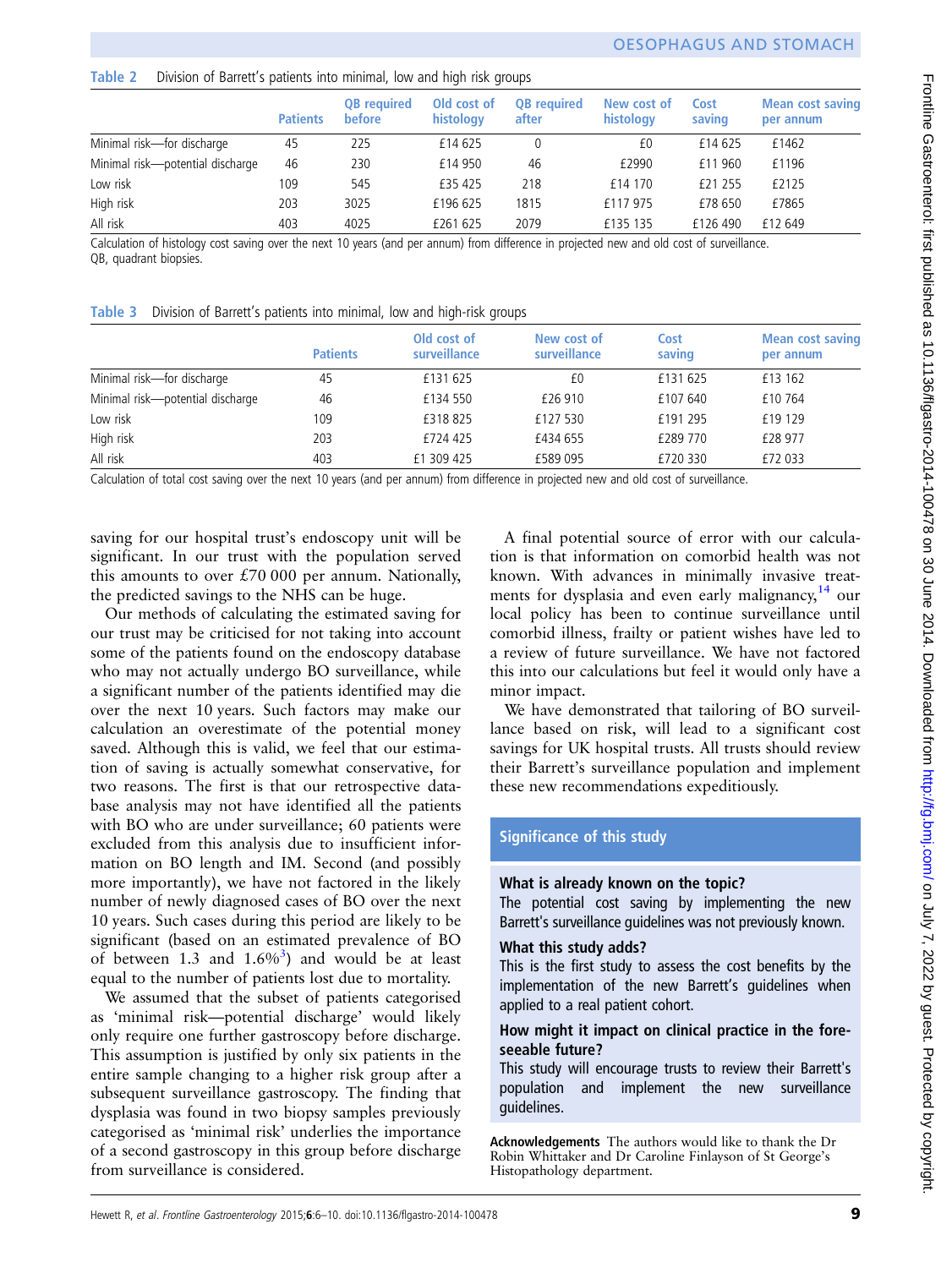**Table 2** Division of Barrett's patients into minimal, low and high risk groups

| | Patients | QB required before | Old cost of histology | QB required after | New cost of histology | Cost saving | Mean cost saving per annum |
|---|---|---|---|---|---|---|---|
| Minimal risk—for discharge | 45 | 225 | £14 625 | 0 | £0 | £14 625 | £1462 |
| Minimal risk—potential discharge | 46 | 230 | £14 950 | 46 | £2990 | £11 960 | £1196 |
| Low risk | 109 | 545 | £35 425 | 218 | £14 170 | £21 255 | £2125 |
| High risk | 203 | 3025 | £196 625 | 1815 | £117 975 | £78 650 | £7865 |
| All risk | 403 | 4025 | £261 625 | 2079 | £135 135 | £126 490 | £12 649 |

Calculation of histology cost saving over the next 10 years (and per annum) from difference in projected new and old cost of surveillance.
QB, quadrant biopsies.

**Table 3** Division of Barrett's patients into minimal, low and high-risk groups

| | Patients | Old cost of surveillance | New cost of surveillance | Cost saving | Mean cost saving per annum |
|---|---|---|---|---|---|
| Minimal risk—for discharge | 45 | £131 625 | £0 | £131 625 | £13 162 |
| Minimal risk—potential discharge | 46 | £134 550 | £26 910 | £107 640 | £10 764 |
| Low risk | 109 | £318 825 | £127 530 | £191 295 | £19 129 |
| High risk | 203 | £724 425 | £434 655 | £289 770 | £28 977 |
| All risk | 403 | £1 309 425 | £589 095 | £720 330 | £72 033 |

Calculation of total cost saving over the next 10 years (and per annum) from difference in projected new and old cost of surveillance.

saving for our hospital trust's endoscopy unit will be significant. In our trust with the population served this amounts to over £70 000 per annum. Nationally, the predicted savings to the NHS can be huge.

Our methods of calculating the estimated saving for our trust may be criticised for not taking into account some of the patients found on the endoscopy database who may not actually undergo BO surveillance, while a significant number of the patients identified may die over the next 10 years. Such factors may make our calculation an overestimate of the potential money saved. Although this is valid, we feel that our estimation of saving is actually somewhat conservative, for two reasons. The first is that our retrospective database analysis may not have identified all the patients with BO who are under surveillance; 60 patients were excluded from this analysis due to insufficient information on BO length and IM. Second (and possibly more importantly), we have not factored in the likely number of newly diagnosed cases of BO over the next 10 years. Such cases during this period are likely to be significant (based on an estimated prevalence of BO of between 1.3 and 1.6%[3]) and would be at least equal to the number of patients lost due to mortality.

We assumed that the subset of patients categorised as 'minimal risk—potential discharge' would likely only require one further gastroscopy before discharge. This assumption is justified by only six patients in the entire sample changing to a higher risk group after a subsequent surveillance gastroscopy. The finding that dysplasia was found in two biopsy samples previously categorised as 'minimal risk' underlies the importance of a second gastroscopy in this group before discharge from surveillance is considered.

A final potential source of error with our calculation is that information on comorbid health was not known. With advances in minimally invasive treatments for dysplasia and even early malignancy,[14] our local policy has been to continue surveillance until comorbid illness, frailty or patient wishes have led to a review of future surveillance. We have not factored this into our calculations but feel it would only have a minor impact.

We have demonstrated that tailoring of BO surveillance based on risk, will lead to a significant cost savings for UK hospital trusts. All trusts should review their Barrett's surveillance population and implement these new recommendations expeditiously.

## Significance of this study

**What is already known on the topic?**

The potential cost saving by implementing the new Barrett's surveillance guidelines was not previously known.

**What this study adds?**

This is the first study to assess the cost benefits by the implementation of the new Barrett's guidelines when applied to a real patient cohort.

**How might it impact on clinical practice in the foreseeable future?**

This study will encourage trusts to review their Barrett's population and implement the new surveillance guidelines.

**Acknowledgements** The authors would like to thank the Dr Robin Whittaker and Dr Caroline Finlayson of St George's Histopathology department.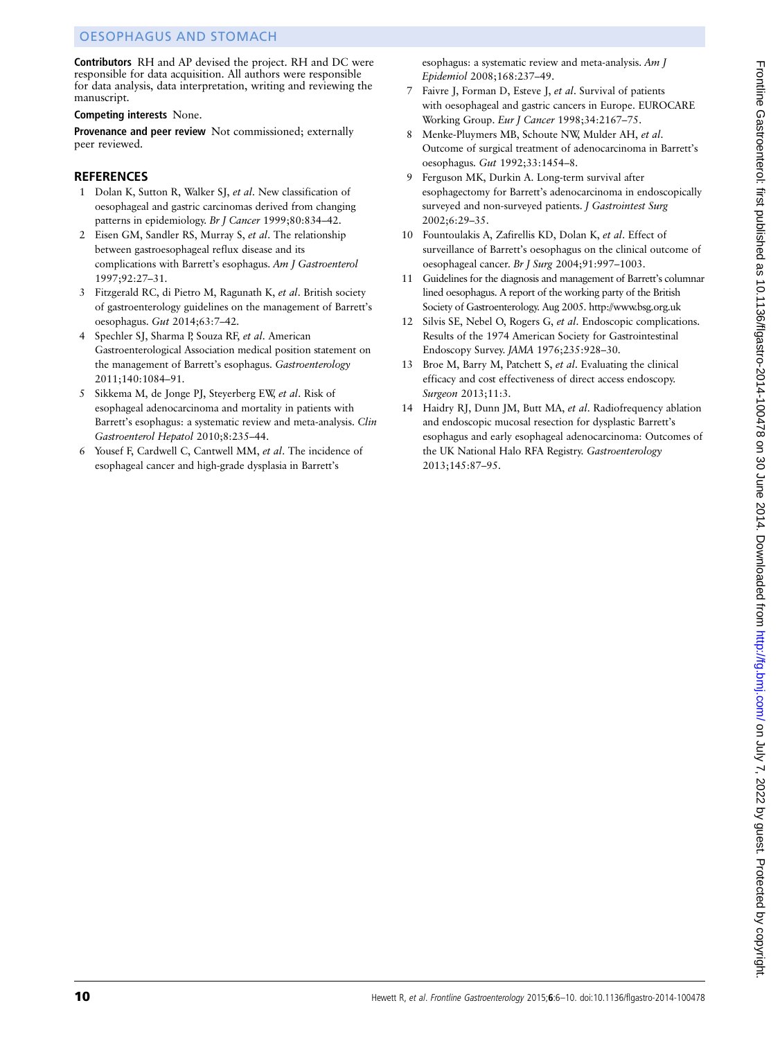**Contributors** RH and AP devised the project. RH and DC were responsible for data acquisition. All authors were responsible for data analysis, data interpretation, writing and reviewing the manuscript.

**Competing interests** None.

**Provenance and peer review** Not commissioned; externally peer reviewed.

## REFERENCES

1. Dolan K, Sutton R, Walker SJ, *et al*. New classification of oesophageal and gastric carcinomas derived from changing patterns in epidemiology. *Br J Cancer* 1999;80:834–42.
2. Eisen GM, Sandler RS, Murray S, *et al*. The relationship between gastroesophageal reflux disease and its complications with Barrett's esophagus. *Am J Gastroenterol* 1997;92:27–31.
3. Fitzgerald RC, di Pietro M, Ragunath K, *et al*. British society of gastroenterology guidelines on the management of Barrett's oesophagus. *Gut* 2014;63:7–42.
4. Spechler SJ, Sharma P, Souza RF, *et al*. American Gastroenterological Association medical position statement on the management of Barrett's esophagus. *Gastroenterology* 2011;140:1084–91.
5. Sikkema M, de Jonge PJ, Steyerberg EW, *et al*. Risk of esophageal adenocarcinoma and mortality in patients with Barrett's esophagus: a systematic review and meta-analysis. *Clin Gastroenterol Hepatol* 2010;8:235–44.
6. Yousef F, Cardwell C, Cantwell MM, *et al*. The incidence of esophageal cancer and high-grade dysplasia in Barrett's esophagus: a systematic review and meta-analysis. *Am J Epidemiol* 2008;168:237–49.
7. Faivre J, Forman D, Esteve J, *et al*. Survival of patients with oesophageal and gastric cancers in Europe. EUROCARE Working Group. *Eur J Cancer* 1998;34:2167–75.
8. Menke-Pluymers MB, Schoute NW, Mulder AH, *et al*. Outcome of surgical treatment of adenocarcinoma in Barrett's oesophagus. *Gut* 1992;33:1454–8.
9. Ferguson MK, Durkin A. Long-term survival after esophagectomy for Barrett's adenocarcinoma in endoscopically surveyed and non-surveyed patients. *J Gastrointest Surg* 2002;6:29–35.
10. Fountoulakis A, Zafirellis KD, Dolan K, *et al*. Effect of surveillance of Barrett's oesophagus on the clinical outcome of oesophageal cancer. *Br J Surg* 2004;91:997–1003.
11. Guidelines for the diagnosis and management of Barrett's columnar lined oesophagus. A report of the working party of the British Society of Gastroenterology. Aug 2005. http://www.bsg.org.uk
12. Silvis SE, Nebel O, Rogers G, *et al*. Endoscopic complications. Results of the 1974 American Society for Gastrointestinal Endoscopy Survey. *JAMA* 1976;235:928–30.
13. Broe M, Barry M, Patchett S, *et al*. Evaluating the clinical efficacy and cost effectiveness of direct access endoscopy. *Surgeon* 2013;11:3.
14. Haidry RJ, Dunn JM, Butt MA, *et al*. Radiofrequency ablation and endoscopic mucosal resection for dysplastic Barrett's esophagus and early esophageal adenocarcinoma: Outcomes of the UK National Halo RFA Registry. *Gastroenterology* 2013;145:87–95.